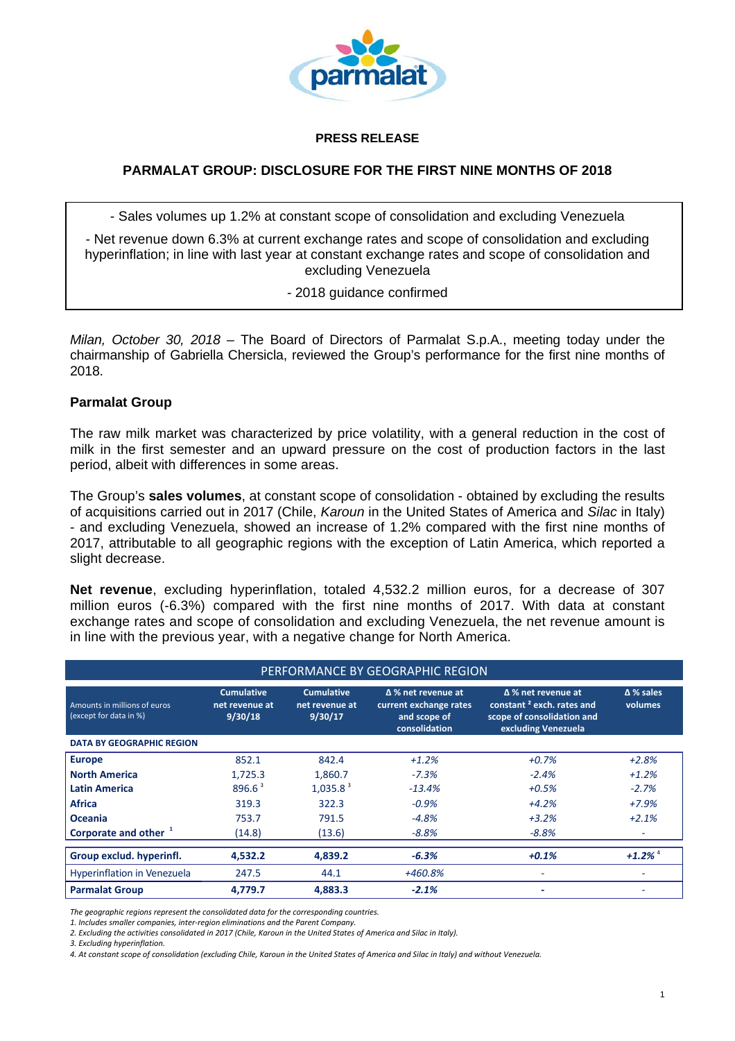**PRESS RELEASE**

## PARMALAT GROUP: DISCLOSURE FOR THE FIRST NINE MONTHS OF 2018

- Sales volumes up 1.2% at constant scope of consolidation and excluding Venezuela
- Net revenue down 6.3% at current exchange rates and scope of consolidation and excluding hyperinflation; in line with last year at constant exchange rates and scope of consolidation and excluding Venezuela
- 2018 guidance confirmed

*Milan, October 30, 2018* – The Board of Directors of Parmalat S.p.A., meeting today under the chairmanship of Gabriella Chersicla, reviewed the Group's performance for the first nine months of 2018.

### Parmalat Group

The raw milk market was characterized by price volatility, with a general reduction in the cost of milk in the first semester and an upward pressure on the cost of production factors in the last period, albeit with differences in some areas.

The Group's **sales volumes**, at constant scope of consolidation - obtained by excluding the results of acquisitions carried out in 2017 (Chile, *Karoun* in the United States of America and *Silac* in Italy) - and excluding Venezuela, showed an increase of 1.2% compared with the first nine months of 2017, attributable to all geographic regions with the exception of Latin America, which reported a slight decrease.

**Net revenue**, excluding hyperinflation, totaled 4,532.2 million euros, for a decrease of 307 million euros (-6.3%) compared with the first nine months of 2017. With data at constant exchange rates and scope of consolidation and excluding Venezuela, the net revenue amount is in line with the previous year, with a negative change for North America.

| PERFORMANCE BY GEOGRAPHIC REGION | | | | | |
|---|---|---|---|---|---|
| Amounts in millions of euros (except for data in %) | Cumulative net revenue at 9/30/18 | Cumulative net revenue at 9/30/17 | Δ % net revenue at current exchange rates and scope of consolidation | Δ % net revenue at constant [2] exch. rates and scope of consolidation and excluding Venezuela | Δ % sales volumes |
| **DATA BY GEOGRAPHIC REGION** | | | | | |
| **Europe** | 852.1 | 842.4 | *+1.2%* | *+0.7%* | *+2.8%* |
| **North America** | 1,725.3 | 1,860.7 | *-7.3%* | *-2.4%* | *+1.2%* |
| **Latin America** | 896.6 [3] | 1,035.8 [3] | *-13.4%* | *+0.5%* | *-2.7%* |
| **Africa** | 319.3 | 322.3 | *-0.9%* | *+4.2%* | *+7.9%* |
| **Oceania** | 753.7 | 791.5 | *-4.8%* | *+3.2%* | *+2.1%* |
| **Corporate and other** [1] | (14.8) | (13.6) | *-8.8%* | *-8.8%* | - |
| **Group exclud. hyperinfl.** | **4,532.2** | **4,839.2** | ***-6.3%*** | ***+0.1%*** | ***+1.2%*** [4] |
| Hyperinflation in Venezuela | 247.5 | 44.1 | *+460.8%* | - | - |
| **Parmalat Group** | **4,779.7** | **4,883.3** | ***-2.1%*** | - | - |

*The geographic regions represent the consolidated data for the corresponding countries.*
*1. Includes smaller companies, inter-region eliminations and the Parent Company.*
*2. Excluding the activities consolidated in 2017 (Chile, Karoun in the United States of America and Silac in Italy).*
*3. Excluding hyperinflation.*
*4. At constant scope of consolidation (excluding Chile, Karoun in the United States of America and Silac in Italy) and without Venezuela.*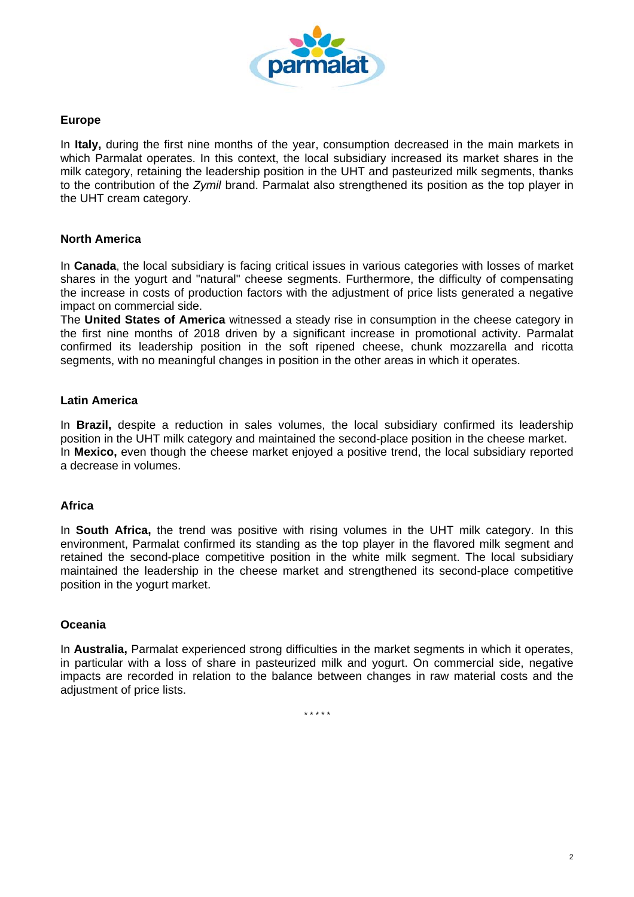## Europe

In **Italy,** during the first nine months of the year, consumption decreased in the main markets in which Parmalat operates. In this context, the local subsidiary increased its market shares in the milk category, retaining the leadership position in the UHT and pasteurized milk segments, thanks to the contribution of the *Zymil* brand. Parmalat also strengthened its position as the top player in the UHT cream category.

## North America

In **Canada**, the local subsidiary is facing critical issues in various categories with losses of market shares in the yogurt and "natural" cheese segments. Furthermore, the difficulty of compensating the increase in costs of production factors with the adjustment of price lists generated a negative impact on commercial side.

The **United States of America** witnessed a steady rise in consumption in the cheese category in the first nine months of 2018 driven by a significant increase in promotional activity. Parmalat confirmed its leadership position in the soft ripened cheese, chunk mozzarella and ricotta segments, with no meaningful changes in position in the other areas in which it operates.

## Latin America

In **Brazil,** despite a reduction in sales volumes, the local subsidiary confirmed its leadership position in the UHT milk category and maintained the second-place position in the cheese market.

In **Mexico,** even though the cheese market enjoyed a positive trend, the local subsidiary reported a decrease in volumes.

## Africa

In **South Africa,** the trend was positive with rising volumes in the UHT milk category. In this environment, Parmalat confirmed its standing as the top player in the flavored milk segment and retained the second-place competitive position in the white milk segment. The local subsidiary maintained the leadership in the cheese market and strengthened its second-place competitive position in the yogurt market.

## Oceania

In **Australia,** Parmalat experienced strong difficulties in the market segments in which it operates, in particular with a loss of share in pasteurized milk and yogurt. On commercial side, negative impacts are recorded in relation to the balance between changes in raw material costs and the adjustment of price lists.

\* \* \* \* \*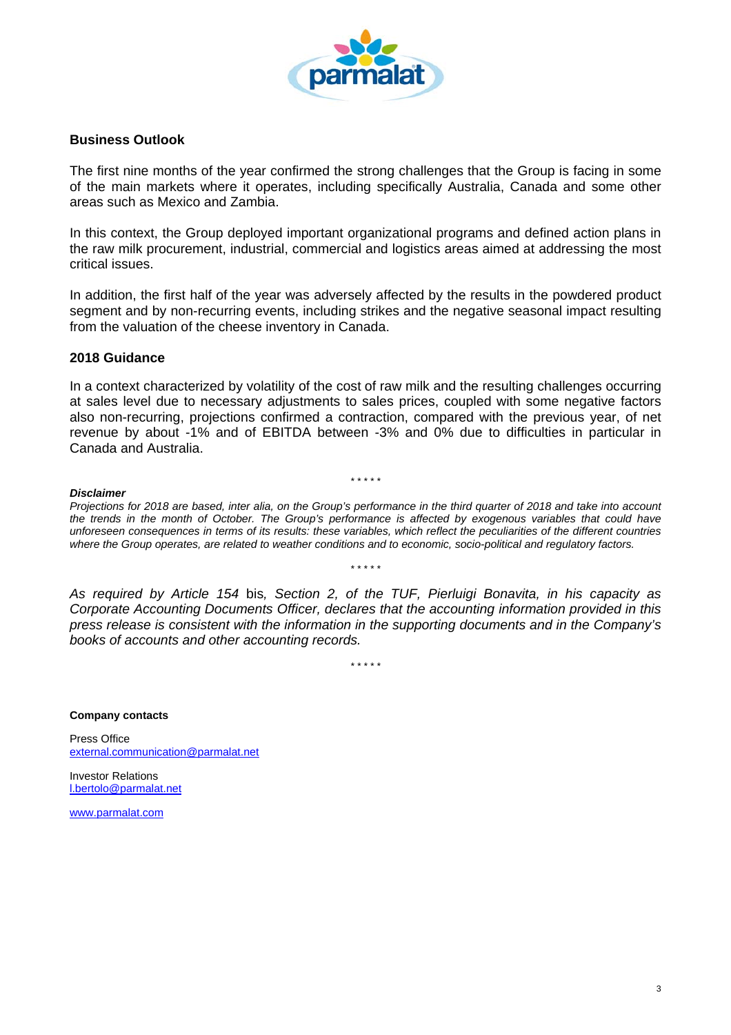## Business Outlook

The first nine months of the year confirmed the strong challenges that the Group is facing in some of the main markets where it operates, including specifically Australia, Canada and some other areas such as Mexico and Zambia.

In this context, the Group deployed important organizational programs and defined action plans in the raw milk procurement, industrial, commercial and logistics areas aimed at addressing the most critical issues.

In addition, the first half of the year was adversely affected by the results in the powdered product segment and by non-recurring events, including strikes and the negative seasonal impact resulting from the valuation of the cheese inventory in Canada.

## 2018 Guidance

In a context characterized by volatility of the cost of raw milk and the resulting challenges occurring at sales level due to necessary adjustments to sales prices, coupled with some negative factors also non-recurring, projections confirmed a contraction, compared with the previous year, of net revenue by about -1% and of EBITDA between -3% and 0% due to difficulties in particular in Canada and Australia.

\* \* \* \* \*

***Disclaimer***

*Projections for 2018 are based, inter alia, on the Group's performance in the third quarter of 2018 and take into account the trends in the month of October. The Group's performance is affected by exogenous variables that could have unforeseen consequences in terms of its results: these variables, which reflect the peculiarities of the different countries where the Group operates, are related to weather conditions and to economic, socio-political and regulatory factors.*

\* \* \* \* \*

*As required by Article 154* bis*, Section 2, of the TUF, Pierluigi Bonavita, in his capacity as Corporate Accounting Documents Officer, declares that the accounting information provided in this press release is consistent with the information in the supporting documents and in the Company's books of accounts and other accounting records.*

\* \* \* \* \*

**Company contacts**

Press Office
external.communication@parmalat.net

Investor Relations
l.bertolo@parmalat.net

www.parmalat.com